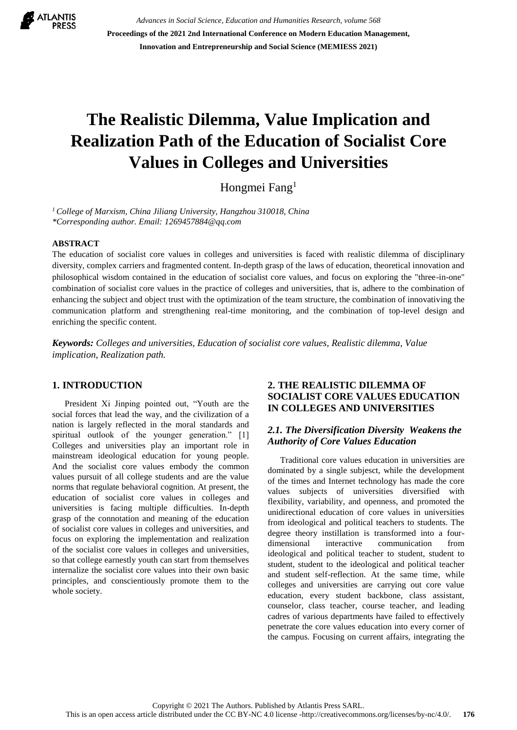# The Realistic Dilemma, Value Implication and Realization Path of the Education of Socialist Core Values in Colleges and Universities

Hongmei Fang[1]

[1] *College of Marxism, China Jiliang University, Hangzhou 310018, China*
*\*Corresponding author. Email: 1269457884@qq.com*

**ABSTRACT**

The education of socialist core values in colleges and universities is faced with realistic dilemma of disciplinary diversity, complex carriers and fragmented content. In-depth grasp of the laws of education, theoretical innovation and philosophical wisdom contained in the education of socialist core values, and focus on exploring the "three-in-one" combination of socialist core values in the practice of colleges and universities, that is, adhere to the combination of enhancing the subject and object trust with the optimization of the team structure, the combination of innovativing the communication platform and strengthening real-time monitoring, and the combination of top-level design and enriching the specific content.

***Keywords:*** *Colleges and universities, Education of socialist core values, Realistic dilemma, Value implication, Realization path.*

## 1. INTRODUCTION

President Xi Jinping pointed out, "Youth are the social forces that lead the way, and the civilization of a nation is largely reflected in the moral standards and spiritual outlook of the younger generation." [1] Colleges and universities play an important role in mainstream ideological education for young people. And the socialist core values embody the common values pursuit of all college students and are the value norms that regulate behavioral cognition. At present, the education of socialist core values in colleges and universities is facing multiple difficulties. In-depth grasp of the connotation and meaning of the education of socialist core values in colleges and universities, and focus on exploring the implementation and realization of the socialist core values in colleges and universities, so that college earnestly youth can start from themselves internalize the socialist core values into their own basic principles, and conscientiously promote them to the whole society.

## 2. THE REALISTIC DILEMMA OF SOCIALIST CORE VALUES EDUCATION IN COLLEGES AND UNIVERSITIES

### *2.1. The Diversification Diversity Weakens the Authority of Core Values Education*

Traditional core values education in universities are dominated by a single subjesct, while the development of the times and Internet technology has made the core values subjects of universities diversified with flexibility, variability, and openness, and promoted the unidirectional education of core values in universities from ideological and political teachers to students. The degree theory instillation is transformed into a four-dimensional interactive communication from ideological and political teacher to student, student to student, student to the ideological and political teacher and student self-reflection. At the same time, while colleges and universities are carrying out core value education, every student backbone, class assistant, counselor, class teacher, course teacher, and leading cadres of various departments have failed to effectively penetrate the core values education into every corner of the campus. Focusing on current affairs, integrating the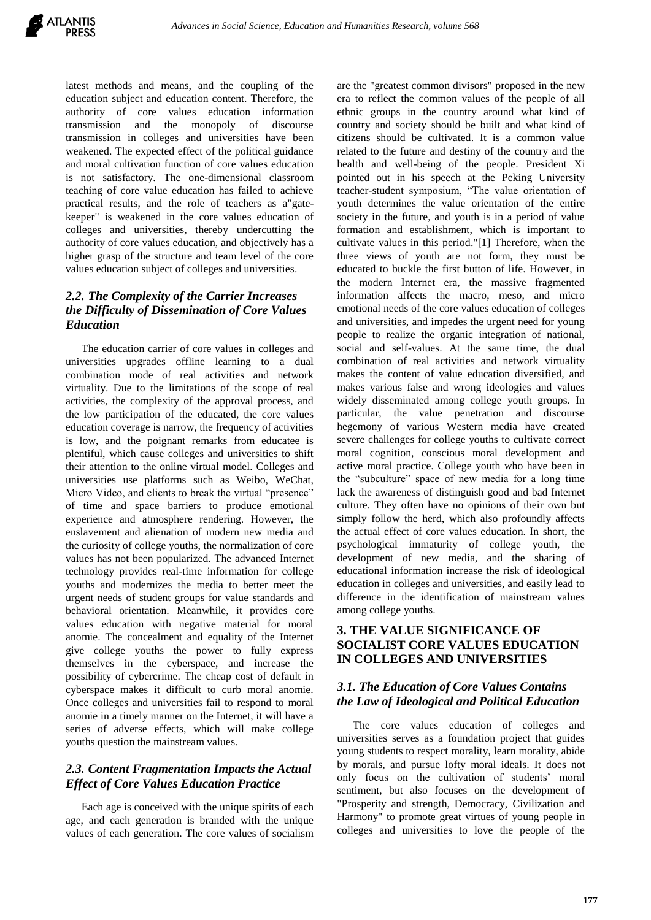latest methods and means, and the coupling of the education subject and education content. Therefore, the authority of core values education information transmission and the monopoly of discourse transmission in colleges and universities have been weakened. The expected effect of the political guidance and moral cultivation function of core values education is not satisfactory. The one-dimensional classroom teaching of core value education has failed to achieve practical results, and the role of teachers as a"gate-keeper" is weakened in the core values education of colleges and universities, thereby undercutting the authority of core values education, and objectively has a higher grasp of the structure and team level of the core values education subject of colleges and universities.

### *2.2. The Complexity of the Carrier Increases the Difficulty of Dissemination of Core Values Education*

The education carrier of core values in colleges and universities upgrades offline learning to a dual combination mode of real activities and network virtuality. Due to the limitations of the scope of real activities, the complexity of the approval process, and the low participation of the educated, the core values education coverage is narrow, the frequency of activities is low, and the poignant remarks from educatee is plentiful, which cause colleges and universities to shift their attention to the online virtual model. Colleges and universities use platforms such as Weibo, WeChat, Micro Video, and clients to break the virtual "presence" of time and space barriers to produce emotional experience and atmosphere rendering. However, the enslavement and alienation of modern new media and the curiosity of college youths, the normalization of core values has not been popularized. The advanced Internet technology provides real-time information for college youths and modernizes the media to better meet the urgent needs of student groups for value standards and behavioral orientation. Meanwhile, it provides core values education with negative material for moral anomie. The concealment and equality of the Internet give college youths the power to fully express themselves in the cyberspace, and increase the possibility of cybercrime. The cheap cost of default in cyberspace makes it difficult to curb moral anomie. Once colleges and universities fail to respond to moral anomie in a timely manner on the Internet, it will have a series of adverse effects, which will make college youths question the mainstream values.

### *2.3. Content Fragmentation Impacts the Actual Effect of Core Values Education Practice*

Each age is conceived with the unique spirits of each age, and each generation is branded with the unique values of each generation. The core values of socialism are the "greatest common divisors" proposed in the new era to reflect the common values of the people of all ethnic groups in the country around what kind of country and society should be built and what kind of citizens should be cultivated. It is a common value related to the future and destiny of the country and the health and well-being of the people. President Xi pointed out in his speech at the Peking University teacher-student symposium, "The value orientation of youth determines the value orientation of the entire society in the future, and youth is in a period of value formation and establishment, which is important to cultivate values in this period."[1] Therefore, when the three views of youth are not form, they must be educated to buckle the first button of life. However, in the modern Internet era, the massive fragmented information affects the macro, meso, and micro emotional needs of the core values education of colleges and universities, and impedes the urgent need for young people to realize the organic integration of national, social and self-values. At the same time, the dual combination of real activities and network virtuality makes the content of value education diversified, and makes various false and wrong ideologies and values widely disseminated among college youth groups. In particular, the value penetration and discourse hegemony of various Western media have created severe challenges for college youths to cultivate correct moral cognition, conscious moral development and active moral practice. College youth who have been in the "subculture" space of new media for a long time lack the awareness of distinguish good and bad Internet culture. They often have no opinions of their own but simply follow the herd, which also profoundly affects the actual effect of core values education. In short, the psychological immaturity of college youth, the development of new media, and the sharing of educational information increase the risk of ideological education in colleges and universities, and easily lead to difference in the identification of mainstream values among college youths.

## 3. THE VALUE SIGNIFICANCE OF SOCIALIST CORE VALUES EDUCATION IN COLLEGES AND UNIVERSITIES

### *3.1. The Education of Core Values Contains the Law of Ideological and Political Education*

The core values education of colleges and universities serves as a foundation project that guides young students to respect morality, learn morality, abide by morals, and pursue lofty moral ideals. It does not only focus on the cultivation of students' moral sentiment, but also focuses on the development of "Prosperity and strength, Democracy, Civilization and Harmony" to promote great virtues of young people in colleges and universities to love the people of the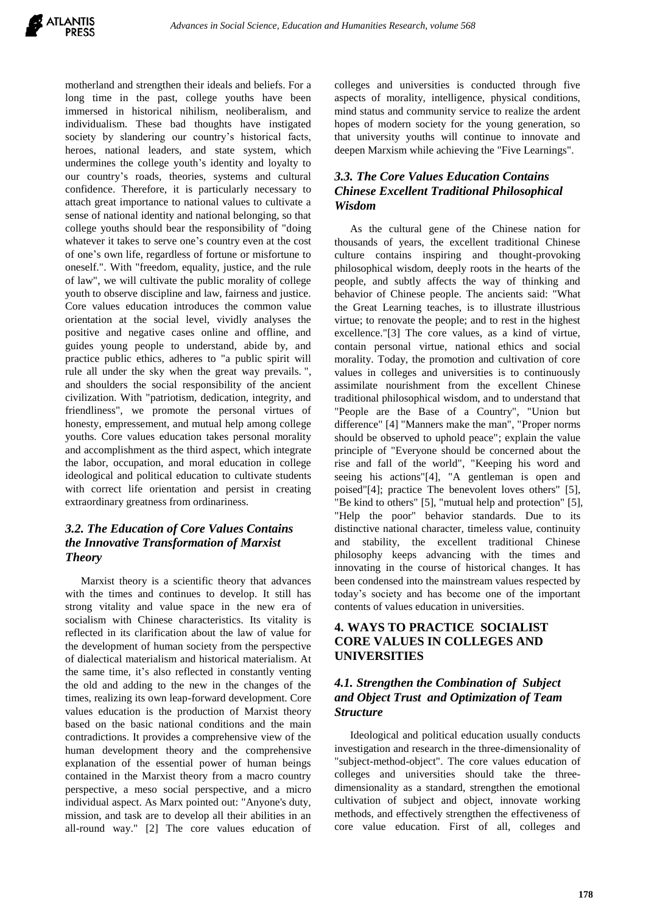motherland and strengthen their ideals and beliefs. For a long time in the past, college youths have been immersed in historical nihilism, neoliberalism, and individualism. These bad thoughts have instigated society by slandering our country's historical facts, heroes, national leaders, and state system, which undermines the college youth's identity and loyalty to our country's roads, theories, systems and cultural confidence. Therefore, it is particularly necessary to attach great importance to national values to cultivate a sense of national identity and national belonging, so that college youths should bear the responsibility of "doing whatever it takes to serve one's country even at the cost of one's own life, regardless of fortune or misfortune to oneself.". With "freedom, equality, justice, and the rule of law", we will cultivate the public morality of college youth to observe discipline and law, fairness and justice. Core values education introduces the common value orientation at the social level, vividly analyses the positive and negative cases online and offline, and guides young people to understand, abide by, and practice public ethics, adheres to "a public spirit will rule all under the sky when the great way prevails. ", and shoulders the social responsibility of the ancient civilization. With "patriotism, dedication, integrity, and friendliness", we promote the personal virtues of honesty, empressement, and mutual help among college youths. Core values education takes personal morality and accomplishment as the third aspect, which integrate the labor, occupation, and moral education in college ideological and political education to cultivate students with correct life orientation and persist in creating extraordinary greatness from ordinariness.

### *3.2. The Education of Core Values Contains the Innovative Transformation of Marxist Theory*

Marxist theory is a scientific theory that advances with the times and continues to develop. It still has strong vitality and value space in the new era of socialism with Chinese characteristics. Its vitality is reflected in its clarification about the law of value for the development of human society from the perspective of dialectical materialism and historical materialism. At the same time, it's also reflected in constantly venting the old and adding to the new in the changes of the times, realizing its own leap-forward development. Core values education is the production of Marxist theory based on the basic national conditions and the main contradictions. It provides a comprehensive view of the human development theory and the comprehensive explanation of the essential power of human beings contained in the Marxist theory from a macro country perspective, a meso social perspective, and a micro individual aspect. As Marx pointed out: "Anyone's duty, mission, and task are to develop all their abilities in an all-round way." [2] The core values education of colleges and universities is conducted through five aspects of morality, intelligence, physical conditions, mind status and community service to realize the ardent hopes of modern society for the young generation, so that university youths will continue to innovate and deepen Marxism while achieving the "Five Learnings".

### *3.3. The Core Values Education Contains Chinese Excellent Traditional Philosophical Wisdom*

As the cultural gene of the Chinese nation for thousands of years, the excellent traditional Chinese culture contains inspiring and thought-provoking philosophical wisdom, deeply roots in the hearts of the people, and subtly affects the way of thinking and behavior of Chinese people. The ancients said: "What the Great Learning teaches, is to illustrate illustrious virtue; to renovate the people; and to rest in the highest excellence."[3] The core values, as a kind of virtue, contain personal virtue, national ethics and social morality. Today, the promotion and cultivation of core values in colleges and universities is to continuously assimilate nourishment from the excellent Chinese traditional philosophical wisdom, and to understand that "People are the Base of a Country", "Union but difference" [4] "Manners make the man", "Proper norms should be observed to uphold peace"; explain the value principle of "Everyone should be concerned about the rise and fall of the world", "Keeping his word and seeing his actions"[4], "A gentleman is open and poised"[4]; practice The benevolent loves others" [5], "Be kind to others" [5], "mutual help and protection" [5], "Help the poor" behavior standards. Due to its distinctive national character, timeless value, continuity and stability, the excellent traditional Chinese philosophy keeps advancing with the times and innovating in the course of historical changes. It has been condensed into the mainstream values respected by today's society and has become one of the important contents of values education in universities.

## 4. WAYS TO PRACTICE SOCIALIST CORE VALUES IN COLLEGES AND UNIVERSITIES

### *4.1. Strengthen the Combination of Subject and Object Trust and Optimization of Team Structure*

Ideological and political education usually conducts investigation and research in the three-dimensionality of "subject-method-object". The core values education of colleges and universities should take the three-dimensionality as a standard, strengthen the emotional cultivation of subject and object, innovate working methods, and effectively strengthen the effectiveness of core value education. First of all, colleges and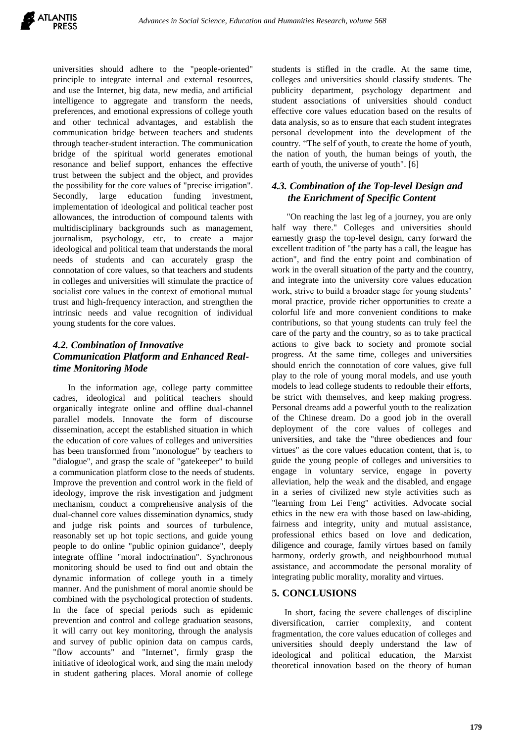universities should adhere to the "people-oriented" principle to integrate internal and external resources, and use the Internet, big data, new media, and artificial intelligence to aggregate and transform the needs, preferences, and emotional expressions of college youth and other technical advantages, and establish the communication bridge between teachers and students through teacher-student interaction. The communication bridge of the spiritual world generates emotional resonance and belief support, enhances the effective trust between the subject and the object, and provides the possibility for the core values of "precise irrigation". Secondly, large education funding investment, implementation of ideological and political teacher post allowances, the introduction of compound talents with multidisciplinary backgrounds such as management, journalism, psychology, etc, to create a major ideological and political team that understands the moral needs of students and can accurately grasp the connotation of core values, so that teachers and students in colleges and universities will stimulate the practice of socialist core values in the context of emotional mutual trust and high-frequency interaction, and strengthen the intrinsic needs and value recognition of individual young students for the core values.

### *4.2. Combination of Innovative Communication Platform and Enhanced Real-time Monitoring Mode*

In the information age, college party committee cadres, ideological and political teachers should organically integrate online and offline dual-channel parallel models. Innovate the form of discourse dissemination, accept the established situation in which the education of core values of colleges and universities has been transformed from "monologue" by teachers to "dialogue", and grasp the scale of "gatekeeper" to build a communication platform close to the needs of students. Improve the prevention and control work in the field of ideology, improve the risk investigation and judgment mechanism, conduct a comprehensive analysis of the dual-channel core values dissemination dynamics, study and judge risk points and sources of turbulence, reasonably set up hot topic sections, and guide young people to do online "public opinion guidance", deeply integrate offline "moral indoctrination". Synchronous monitoring should be used to find out and obtain the dynamic information of college youth in a timely manner. And the punishment of moral anomie should be combined with the psychological protection of students. In the face of special periods such as epidemic prevention and control and college graduation seasons, it will carry out key monitoring, through the analysis and survey of public opinion data on campus cards, "flow accounts" and "Internet", firmly grasp the initiative of ideological work, and sing the main melody in student gathering places. Moral anomie of college students is stifled in the cradle. At the same time, colleges and universities should classify students. The publicity department, psychology department and student associations of universities should conduct effective core values education based on the results of data analysis, so as to ensure that each student integrates personal development into the development of the country. “The self of youth, to create the home of youth, the nation of youth, the human beings of youth, the earth of youth, the universe of youth". [6]

### *4.3. Combination of the Top-level Design and the Enrichment of Specific Content*

"On reaching the last leg of a journey, you are only half way there." Colleges and universities should earnestly grasp the top-level design, carry forward the excellent tradition of "the party has a call, the league has action", and find the entry point and combination of work in the overall situation of the party and the country, and integrate into the university core values education work, strive to build a broader stage for young students’ moral practice, provide richer opportunities to create a colorful life and more convenient conditions to make contributions, so that young students can truly feel the care of the party and the country, so as to take practical actions to give back to society and promote social progress. At the same time, colleges and universities should enrich the connotation of core values, give full play to the role of young moral models, and use youth models to lead college students to redouble their efforts, be strict with themselves, and keep making progress. Personal dreams add a powerful youth to the realization of the Chinese dream. Do a good job in the overall deployment of the core values of colleges and universities, and take the "three obediences and four virtues" as the core values education content, that is, to guide the young people of colleges and universities to engage in voluntary service, engage in poverty alleviation, help the weak and the disabled, and engage in a series of civilized new style activities such as "learning from Lei Feng" activities. Advocate social ethics in the new era with those based on law-abiding, fairness and integrity, unity and mutual assistance, professional ethics based on love and dedication, diligence and courage, family virtues based on family harmony, orderly growth, and neighbourhood mutual assistance, and accommodate the personal morality of integrating public morality, morality and virtues.

## 5. CONCLUSIONS

In short, facing the severe challenges of discipline diversification, carrier complexity, and content fragmentation, the core values education of colleges and universities should deeply understand the law of ideological and political education, the Marxist theoretical innovation based on the theory of human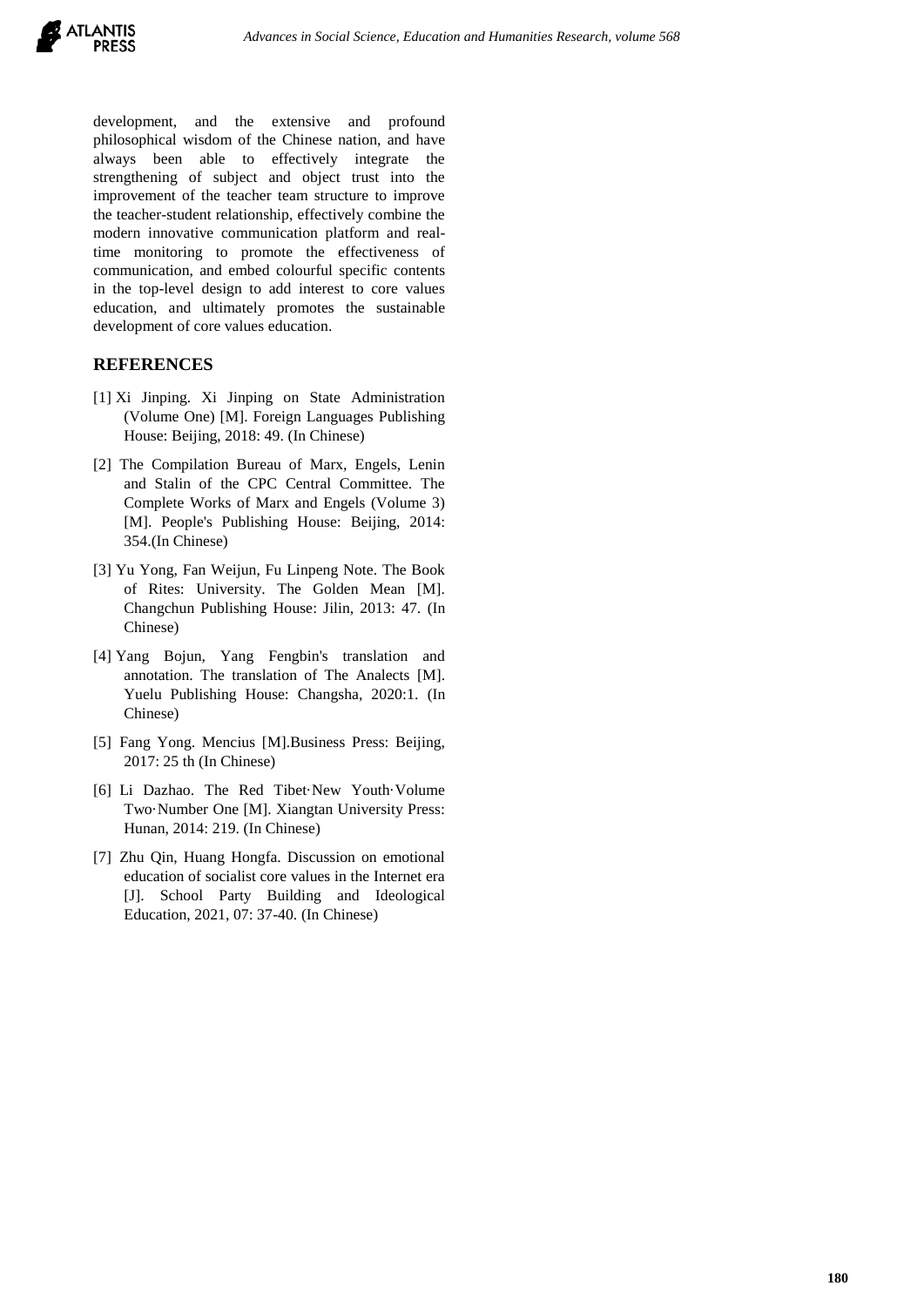development, and the extensive and profound philosophical wisdom of the Chinese nation, and have always been able to effectively integrate the strengthening of subject and object trust into the improvement of the teacher team structure to improve the teacher-student relationship, effectively combine the modern innovative communication platform and real-time monitoring to promote the effectiveness of communication, and embed colourful specific contents in the top-level design to add interest to core values education, and ultimately promotes the sustainable development of core values education.

## REFERENCES

[1] Xi Jinping. Xi Jinping on State Administration (Volume One) [M]. Foreign Languages Publishing House: Beijing, 2018: 49. (In Chinese)

[2] The Compilation Bureau of Marx, Engels, Lenin and Stalin of the CPC Central Committee. The Complete Works of Marx and Engels (Volume 3) [M]. People's Publishing House: Beijing, 2014: 354.(In Chinese)

[3] Yu Yong, Fan Weijun, Fu Linpeng Note. The Book of Rites: University. The Golden Mean [M]. Changchun Publishing House: Jilin, 2013: 47. (In Chinese)

[4] Yang Bojun, Yang Fengbin's translation and annotation. The translation of The Analects [M]. Yuelu Publishing House: Changsha, 2020:1. (In Chinese)

[5] Fang Yong. Mencius [M].Business Press: Beijing, 2017: 25 th (In Chinese)

[6] Li Dazhao. The Red Tibet·New Youth·Volume Two·Number One [M]. Xiangtan University Press: Hunan, 2014: 219. (In Chinese)

[7] Zhu Qin, Huang Hongfa. Discussion on emotional education of socialist core values in the Internet era [J]. School Party Building and Ideological Education, 2021, 07: 37-40. (In Chinese)